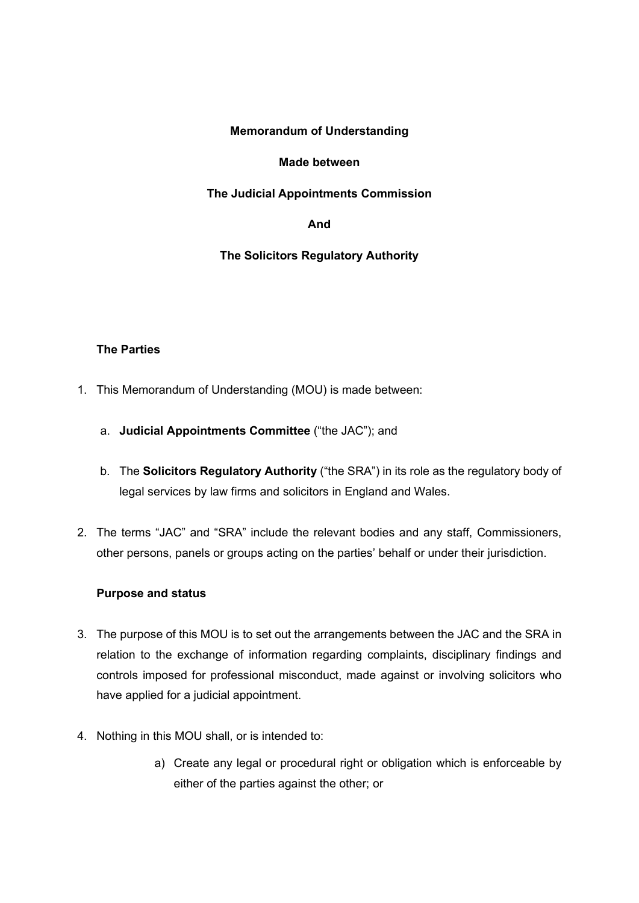**Memorandum of Understanding**

**Made between**

**The Judicial Appointments Commission**

**And**

**The Solicitors Regulatory Authority**

**The Parties**

1. This Memorandum of Understanding (MOU) is made between:

   a. **Judicial Appointments Committee** ("the JAC"); and

   b. The **Solicitors Regulatory Authority** ("the SRA") in its role as the regulatory body of legal services by law firms and solicitors in England and Wales.

2. The terms "JAC" and "SRA" include the relevant bodies and any staff, Commissioners, other persons, panels or groups acting on the parties' behalf or under their jurisdiction.

**Purpose and status**

3. The purpose of this MOU is to set out the arrangements between the JAC and the SRA in relation to the exchange of information regarding complaints, disciplinary findings and controls imposed for professional misconduct, made against or involving solicitors who have applied for a judicial appointment.

4. Nothing in this MOU shall, or is intended to:

   a) Create any legal or procedural right or obligation which is enforceable by either of the parties against the other; or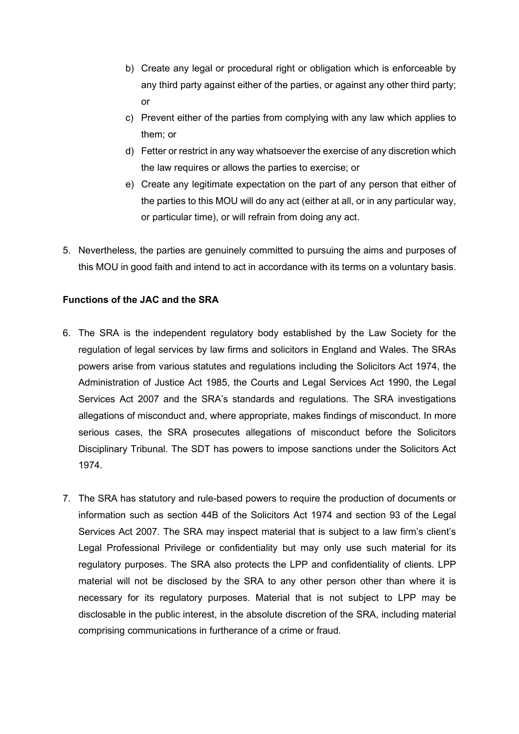b) Create any legal or procedural right or obligation which is enforceable by any third party against either of the parties, or against any other third party; or

c) Prevent either of the parties from complying with any law which applies to them; or

d) Fetter or restrict in any way whatsoever the exercise of any discretion which the law requires or allows the parties to exercise; or

e) Create any legitimate expectation on the part of any person that either of the parties to this MOU will do any act (either at all, or in any particular way, or particular time), or will refrain from doing any act.

5. Nevertheless, the parties are genuinely committed to pursuing the aims and purposes of this MOU in good faith and intend to act in accordance with its terms on a voluntary basis.

**Functions of the JAC and the SRA**

6. The SRA is the independent regulatory body established by the Law Society for the regulation of legal services by law firms and solicitors in England and Wales. The SRAs powers arise from various statutes and regulations including the Solicitors Act 1974, the Administration of Justice Act 1985, the Courts and Legal Services Act 1990, the Legal Services Act 2007 and the SRA's standards and regulations. The SRA investigations allegations of misconduct and, where appropriate, makes findings of misconduct. In more serious cases, the SRA prosecutes allegations of misconduct before the Solicitors Disciplinary Tribunal. The SDT has powers to impose sanctions under the Solicitors Act 1974.

7. The SRA has statutory and rule-based powers to require the production of documents or information such as section 44B of the Solicitors Act 1974 and section 93 of the Legal Services Act 2007. The SRA may inspect material that is subject to a law firm's client's Legal Professional Privilege or confidentiality but may only use such material for its regulatory purposes. The SRA also protects the LPP and confidentiality of clients. LPP material will not be disclosed by the SRA to any other person other than where it is necessary for its regulatory purposes. Material that is not subject to LPP may be disclosable in the public interest, in the absolute discretion of the SRA, including material comprising communications in furtherance of a crime or fraud.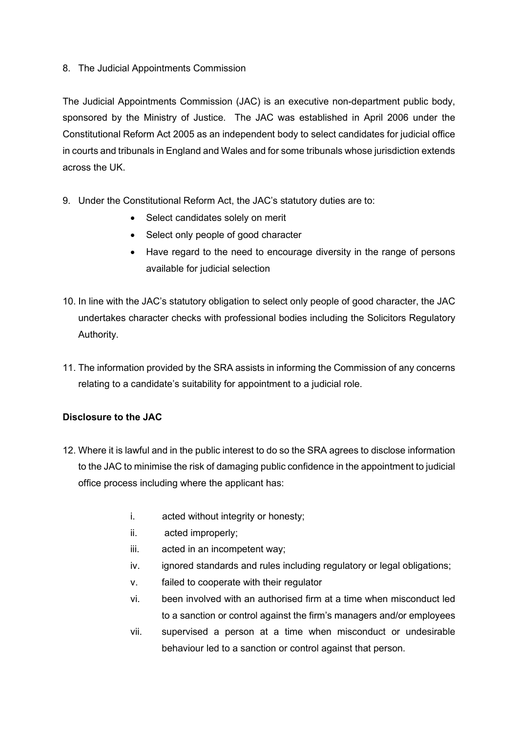8. The Judicial Appointments Commission

The Judicial Appointments Commission (JAC) is an executive non-department public body, sponsored by the Ministry of Justice. The JAC was established in April 2006 under the Constitutional Reform Act 2005 as an independent body to select candidates for judicial office in courts and tribunals in England and Wales and for some tribunals whose jurisdiction extends across the UK.

9. Under the Constitutional Reform Act, the JAC's statutory duties are to:
   - Select candidates solely on merit
   - Select only people of good character
   - Have regard to the need to encourage diversity in the range of persons available for judicial selection

10. In line with the JAC's statutory obligation to select only people of good character, the JAC undertakes character checks with professional bodies including the Solicitors Regulatory Authority.

11. The information provided by the SRA assists in informing the Commission of any concerns relating to a candidate's suitability for appointment to a judicial role.

**Disclosure to the JAC**

12. Where it is lawful and in the public interest to do so the SRA agrees to disclose information to the JAC to minimise the risk of damaging public confidence in the appointment to judicial office process including where the applicant has:

    i. acted without integrity or honesty;
    ii. acted improperly;
    iii. acted in an incompetent way;
    iv. ignored standards and rules including regulatory or legal obligations;
    v. failed to cooperate with their regulator
    vi. been involved with an authorised firm at a time when misconduct led to a sanction or control against the firm's managers and/or employees
    vii. supervised a person at a time when misconduct or undesirable behaviour led to a sanction or control against that person.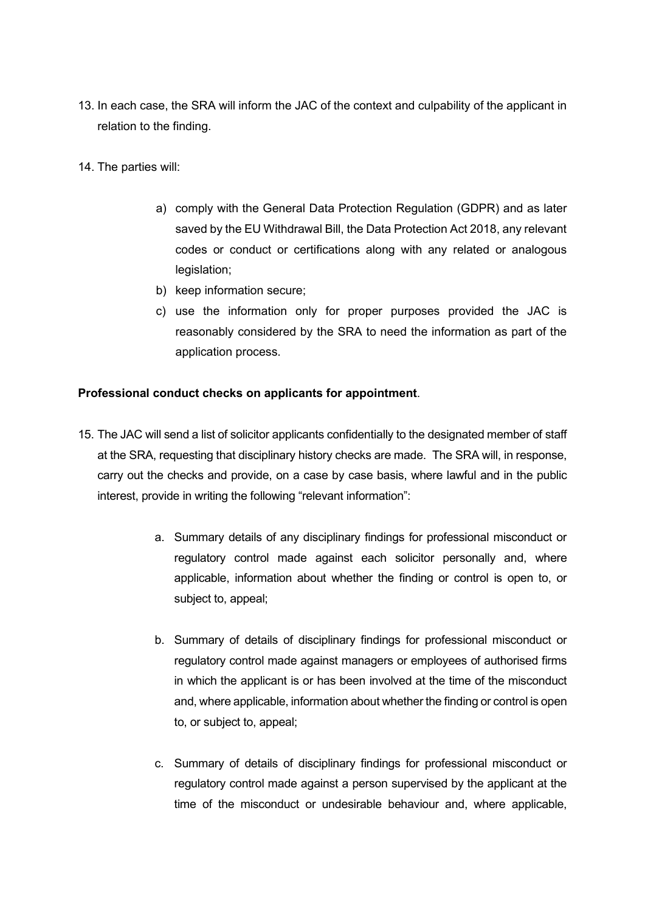13. In each case, the SRA will inform the JAC of the context and culpability of the applicant in relation to the finding.

14. The parties will:

    a) comply with the General Data Protection Regulation (GDPR) and as later saved by the EU Withdrawal Bill, the Data Protection Act 2018, any relevant codes or conduct or certifications along with any related or analogous legislation;
    b) keep information secure;
    c) use the information only for proper purposes provided the JAC is reasonably considered by the SRA to need the information as part of the application process.

**Professional conduct checks on applicants for appointment**.

15. The JAC will send a list of solicitor applicants confidentially to the designated member of staff at the SRA, requesting that disciplinary history checks are made. The SRA will, in response, carry out the checks and provide, on a case by case basis, where lawful and in the public interest, provide in writing the following "relevant information":

    a. Summary details of any disciplinary findings for professional misconduct or regulatory control made against each solicitor personally and, where applicable, information about whether the finding or control is open to, or subject to, appeal;

    b. Summary of details of disciplinary findings for professional misconduct or regulatory control made against managers or employees of authorised firms in which the applicant is or has been involved at the time of the misconduct and, where applicable, information about whether the finding or control is open to, or subject to, appeal;

    c. Summary of details of disciplinary findings for professional misconduct or regulatory control made against a person supervised by the applicant at the time of the misconduct or undesirable behaviour and, where applicable,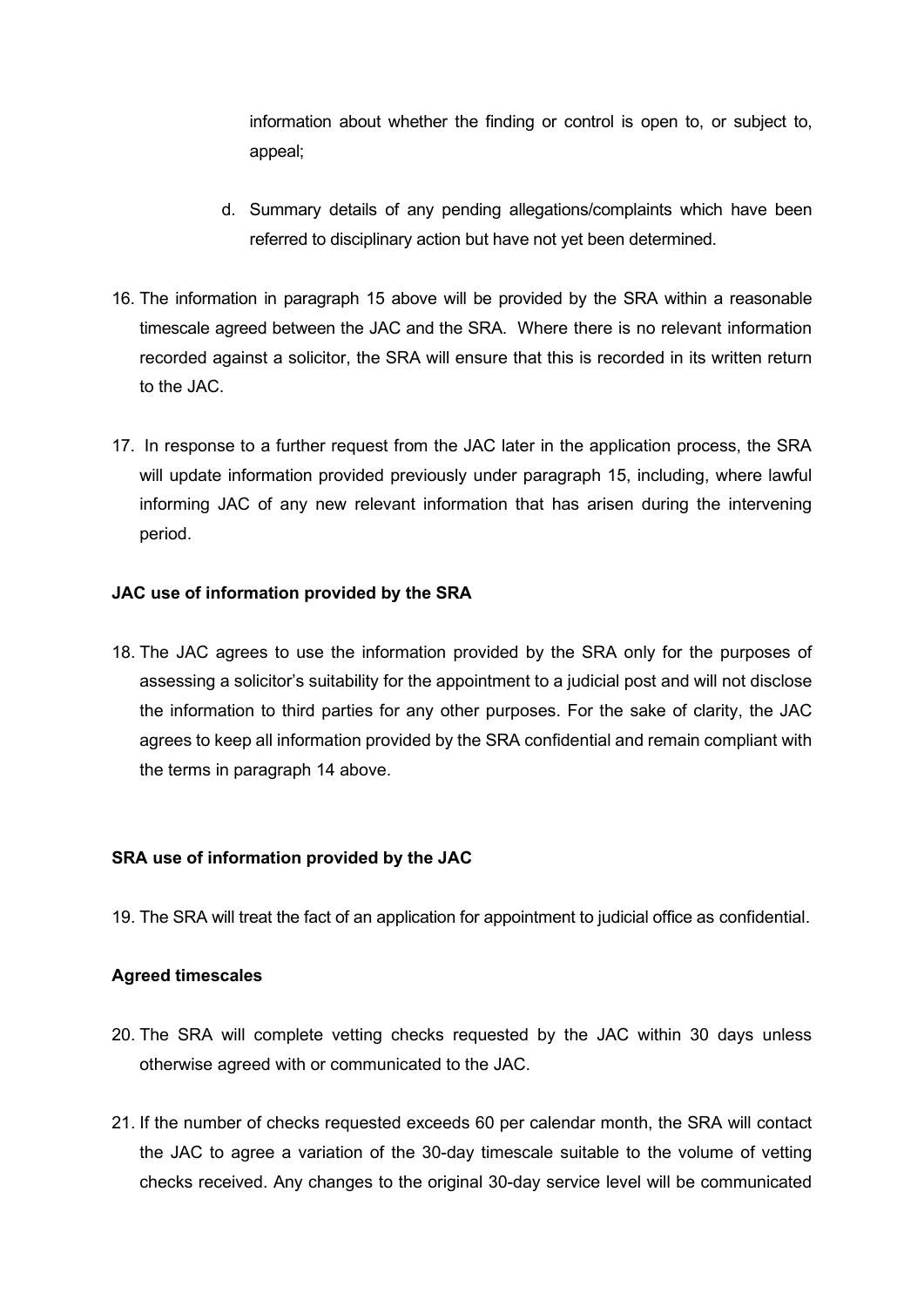information about whether the finding or control is open to, or subject to, appeal;

d. Summary details of any pending allegations/complaints which have been referred to disciplinary action but have not yet been determined.

16. The information in paragraph 15 above will be provided by the SRA within a reasonable timescale agreed between the JAC and the SRA. Where there is no relevant information recorded against a solicitor, the SRA will ensure that this is recorded in its written return to the JAC.

17. In response to a further request from the JAC later in the application process, the SRA will update information provided previously under paragraph 15, including, where lawful informing JAC of any new relevant information that has arisen during the intervening period.

**JAC use of information provided by the SRA**

18. The JAC agrees to use the information provided by the SRA only for the purposes of assessing a solicitor's suitability for the appointment to a judicial post and will not disclose the information to third parties for any other purposes. For the sake of clarity, the JAC agrees to keep all information provided by the SRA confidential and remain compliant with the terms in paragraph 14 above.

**SRA use of information provided by the JAC**

19. The SRA will treat the fact of an application for appointment to judicial office as confidential.

**Agreed timescales**

20. The SRA will complete vetting checks requested by the JAC within 30 days unless otherwise agreed with or communicated to the JAC.

21. If the number of checks requested exceeds 60 per calendar month, the SRA will contact the JAC to agree a variation of the 30-day timescale suitable to the volume of vetting checks received. Any changes to the original 30-day service level will be communicated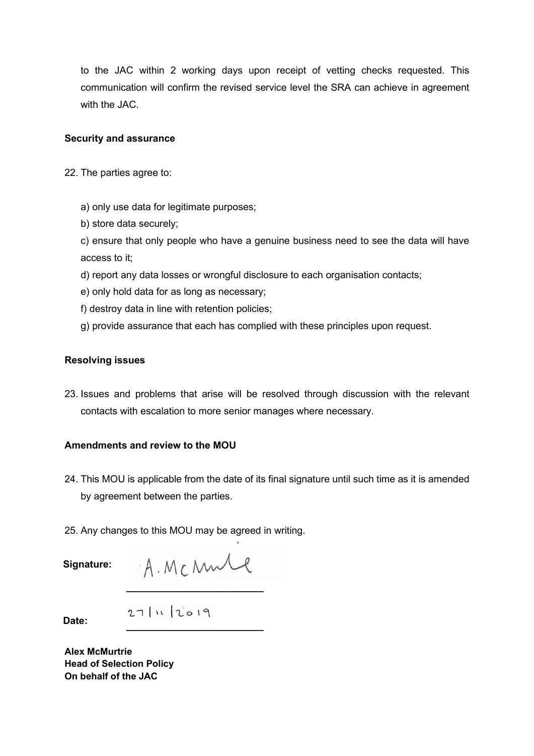to the JAC within 2 working days upon receipt of vetting checks requested. This communication will confirm the revised service level the SRA can achieve in agreement with the JAC.

**Security and assurance**

22. The parties agree to:

   a) only use data for legitimate purposes;

   b) store data securely;

   c) ensure that only people who have a genuine business need to see the data will have access to it;

   d) report any data losses or wrongful disclosure to each organisation contacts;

   e) only hold data for as long as necessary;

   f) destroy data in line with retention policies;

   g) provide assurance that each has complied with these principles upon request.

**Resolving issues**

23. Issues and problems that arise will be resolved through discussion with the relevant contacts with escalation to more senior manages where necessary.

**Amendments and review to the MOU**

24. This MOU is applicable from the date of its final signature until such time as it is amended by agreement between the parties.

25. Any changes to this MOU may be agreed in writing.

**Signature:** A. McMurtrie

**Date:** 27/11/2019

**Alex McMurtrie**
**Head of Selection Policy**
**On behalf of the JAC**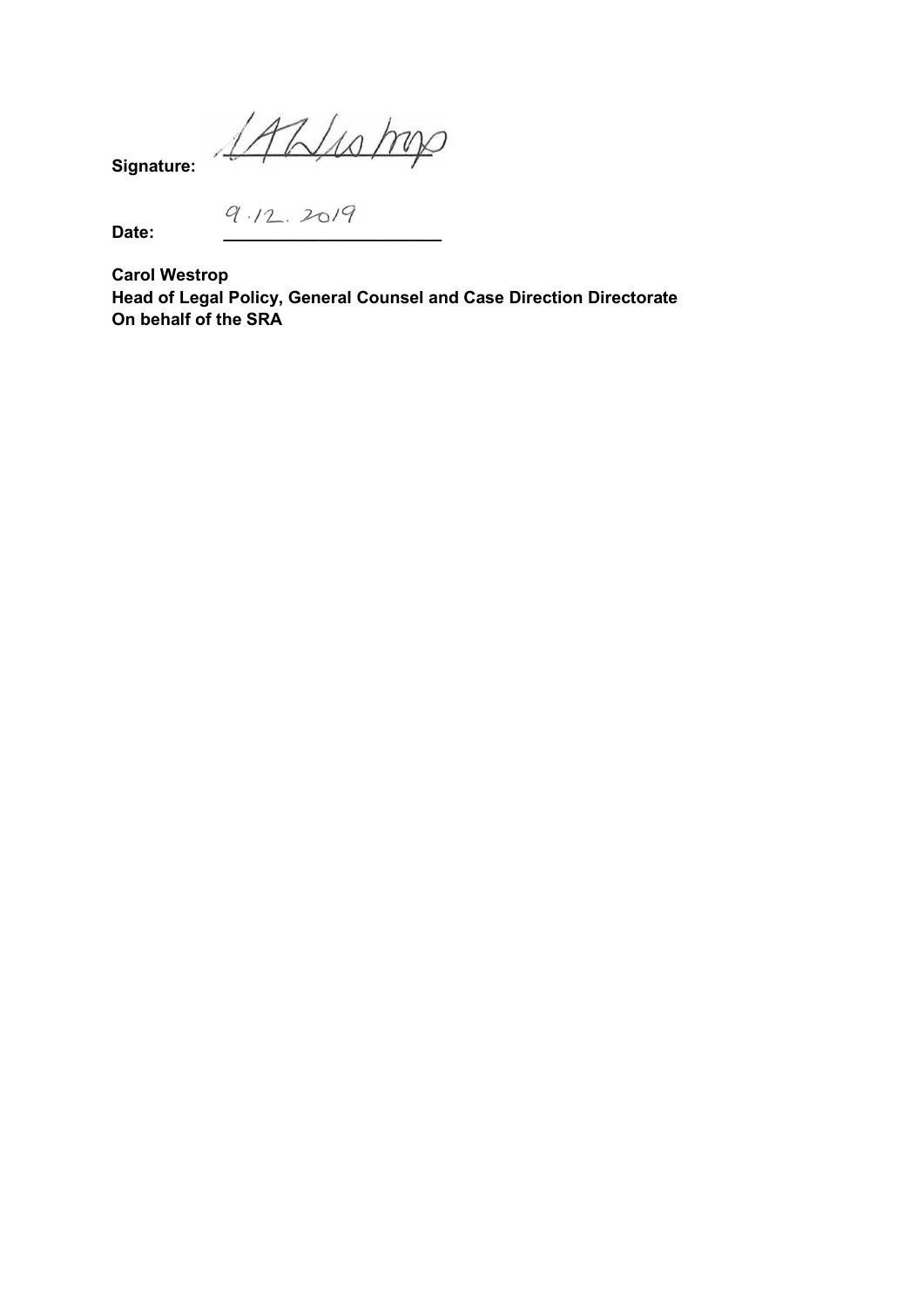**Signature:** 

**Date:** 9.12.2019

**Carol Westrop**
**Head of Legal Policy, General Counsel and Case Direction Directorate**
**On behalf of the SRA**